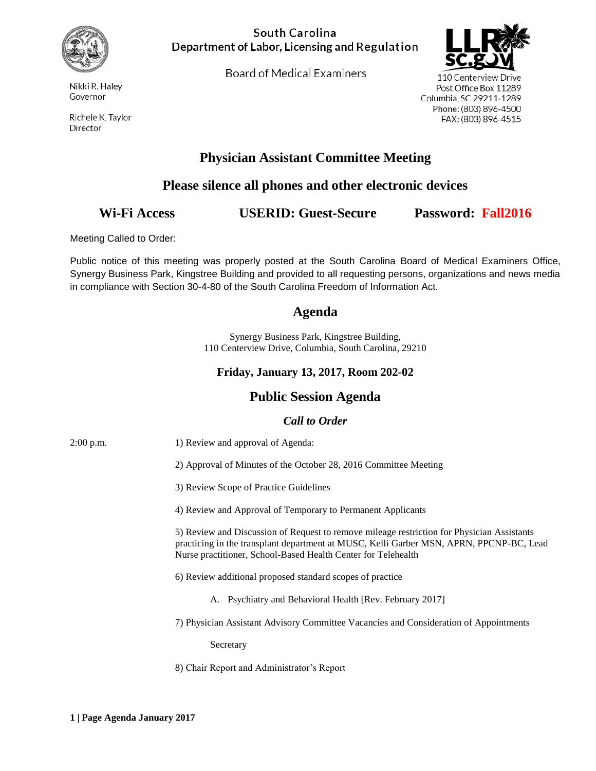South Carolina
Department of Labor, Licensing and Regulation

Board of Medical Examiners

Nikki R. Haley
Governor

Richele K. Taylor
Director

110 Centerview Drive
Post Office Box 11289
Columbia, SC 29211-1289
Phone: (803) 896-4500
FAX: (803) 896-4515

# Physician Assistant Committee Meeting

## Please silence all phones and other electronic devices

**Wi-Fi Access** **USERID: Guest-Secure** **Password: Fall2016**

Meeting Called to Order:

Public notice of this meeting was properly posted at the South Carolina Board of Medical Examiners Office, Synergy Business Park, Kingstree Building and provided to all requesting persons, organizations and news media in compliance with Section 30-4-80 of the South Carolina Freedom of Information Act.

## Agenda

Synergy Business Park, Kingstree Building,
110 Centerview Drive, Columbia, South Carolina, 29210

### Friday, January 13, 2017, Room 202-02

## Public Session Agenda

### *Call to Order*

2:00 p.m.

1) Review and approval of Agenda:

2) Approval of Minutes of the October 28, 2016 Committee Meeting

3) Review Scope of Practice Guidelines

4) Review and Approval of Temporary to Permanent Applicants

5) Review and Discussion of Request to remove mileage restriction for Physician Assistants practicing in the transplant department at MUSC, Kelli Garber MSN, APRN, PPCNP-BC, Lead Nurse practitioner, School-Based Health Center for Telehealth

6) Review additional proposed standard scopes of practice

   A. Psychiatry and Behavioral Health [Rev. February 2017]

7) Physician Assistant Advisory Committee Vacancies and Consideration of Appointments

   Secretary

8) Chair Report and Administrator's Report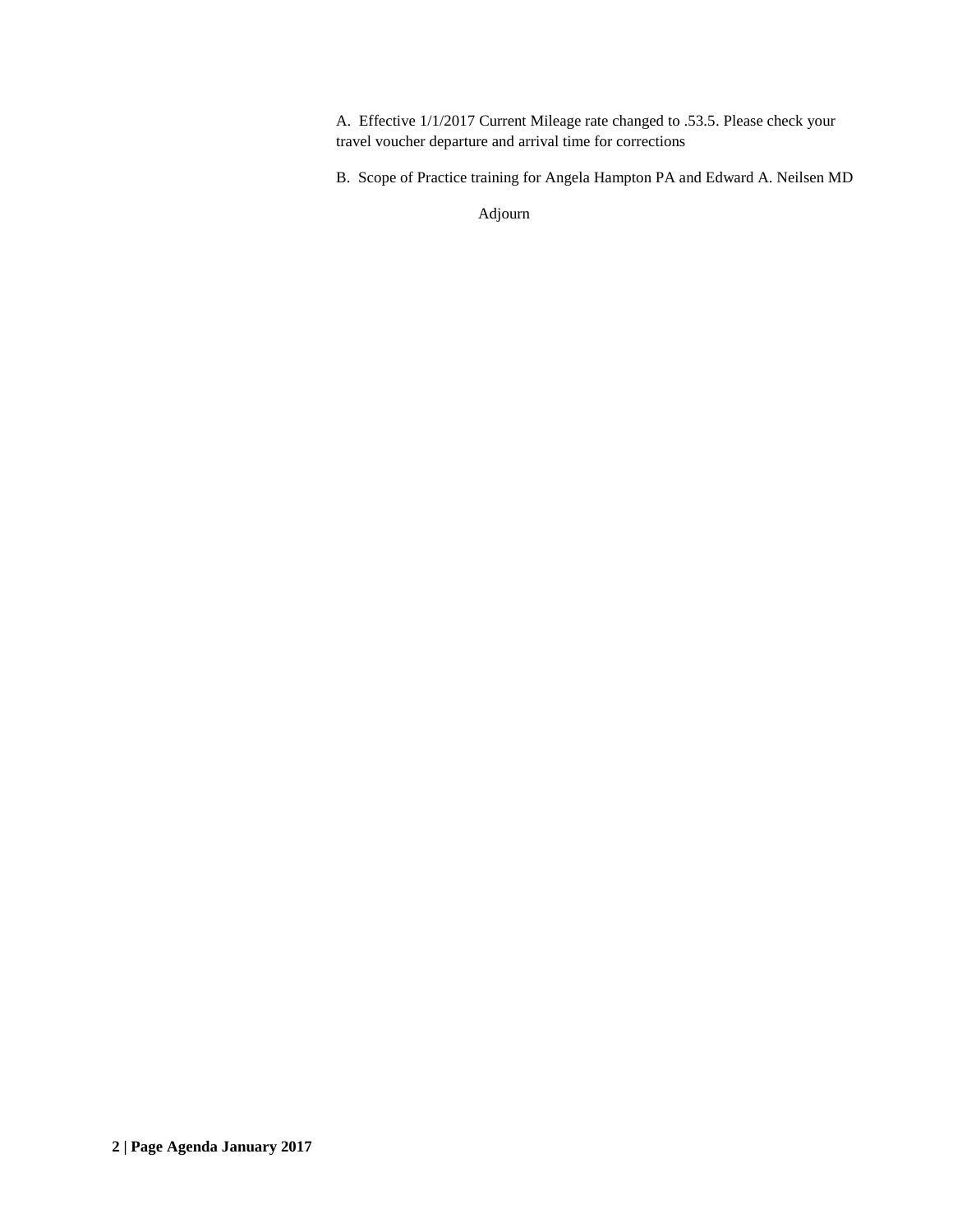A. Effective 1/1/2017 Current Mileage rate changed to .53.5. Please check your travel voucher departure and arrival time for corrections

B. Scope of Practice training for Angela Hampton PA and Edward A. Neilsen MD

Adjourn